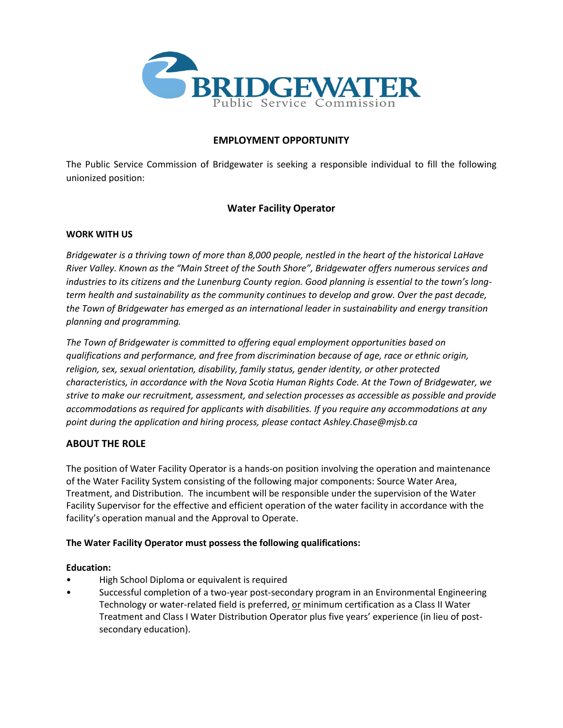BRIDGEWATER
Public Service Commission

## EMPLOYMENT OPPORTUNITY

The Public Service Commission of Bridgewater is seeking a responsible individual to fill the following unionized position:

### Water Facility Operator

**WORK WITH US**

*Bridgewater is a thriving town of more than 8,000 people, nestled in the heart of the historical LaHave River Valley. Known as the "Main Street of the South Shore", Bridgewater offers numerous services and industries to its citizens and the Lunenburg County region. Good planning is essential to the town's long-term health and sustainability as the community continues to develop and grow. Over the past decade, the Town of Bridgewater has emerged as an international leader in sustainability and energy transition planning and programming.*

*The Town of Bridgewater is committed to offering equal employment opportunities based on qualifications and performance, and free from discrimination because of age, race or ethnic origin, religion, sex, sexual orientation, disability, family status, gender identity, or other protected characteristics, in accordance with the Nova Scotia Human Rights Code. At the Town of Bridgewater, we strive to make our recruitment, assessment, and selection processes as accessible as possible and provide accommodations as required for applicants with disabilities. If you require any accommodations at any point during the application and hiring process, please contact Ashley.Chase@mjsb.ca*

## ABOUT THE ROLE

The position of Water Facility Operator is a hands-on position involving the operation and maintenance of the Water Facility System consisting of the following major components: Source Water Area, Treatment, and Distribution. The incumbent will be responsible under the supervision of the Water Facility Supervisor for the effective and efficient operation of the water facility in accordance with the facility's operation manual and the Approval to Operate.

**The Water Facility Operator must possess the following qualifications:**

**Education:**

- High School Diploma or equivalent is required
- Successful completion of a two-year post-secondary program in an Environmental Engineering Technology or water-related field is preferred, or minimum certification as a Class II Water Treatment and Class I Water Distribution Operator plus five years' experience (in lieu of post-secondary education).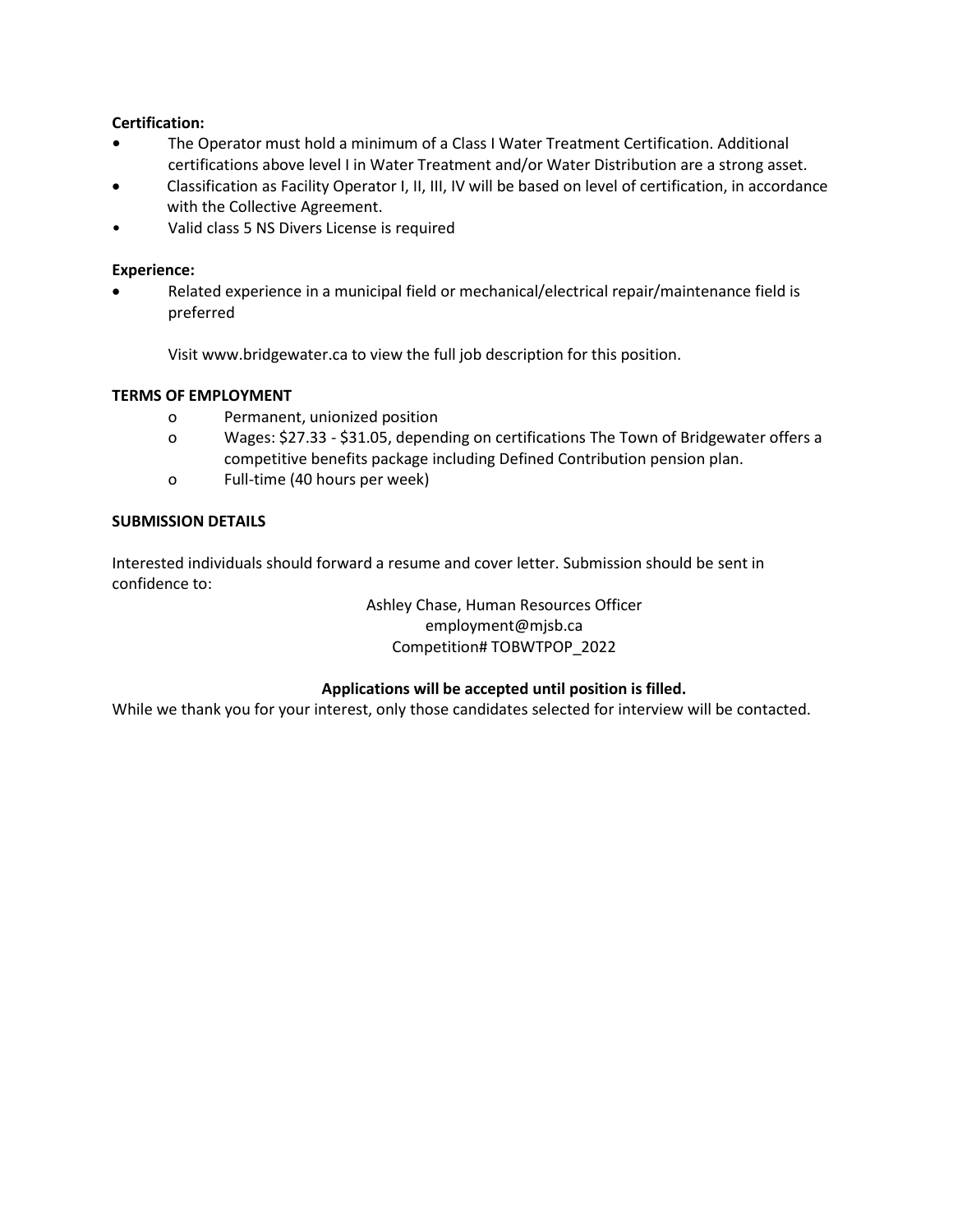**Certification:**

- The Operator must hold a minimum of a Class I Water Treatment Certification. Additional certifications above level I in Water Treatment and/or Water Distribution are a strong asset.
- Classification as Facility Operator I, II, III, IV will be based on level of certification, in accordance with the Collective Agreement.
- Valid class 5 NS Divers License is required

**Experience:**

- Related experience in a municipal field or mechanical/electrical repair/maintenance field is preferred

  Visit www.bridgewater.ca to view the full job description for this position.

**TERMS OF EMPLOYMENT**

- Permanent, unionized position
- Wages: $27.33 - $31.05, depending on certifications The Town of Bridgewater offers a competitive benefits package including Defined Contribution pension plan.
- Full-time (40 hours per week)

**SUBMISSION DETAILS**

Interested individuals should forward a resume and cover letter. Submission should be sent in confidence to:

Ashley Chase, Human Resources Officer
employment@mjsb.ca
Competition# TOBWTPOP_2022

**Applications will be accepted until position is filled.**

While we thank you for your interest, only those candidates selected for interview will be contacted.